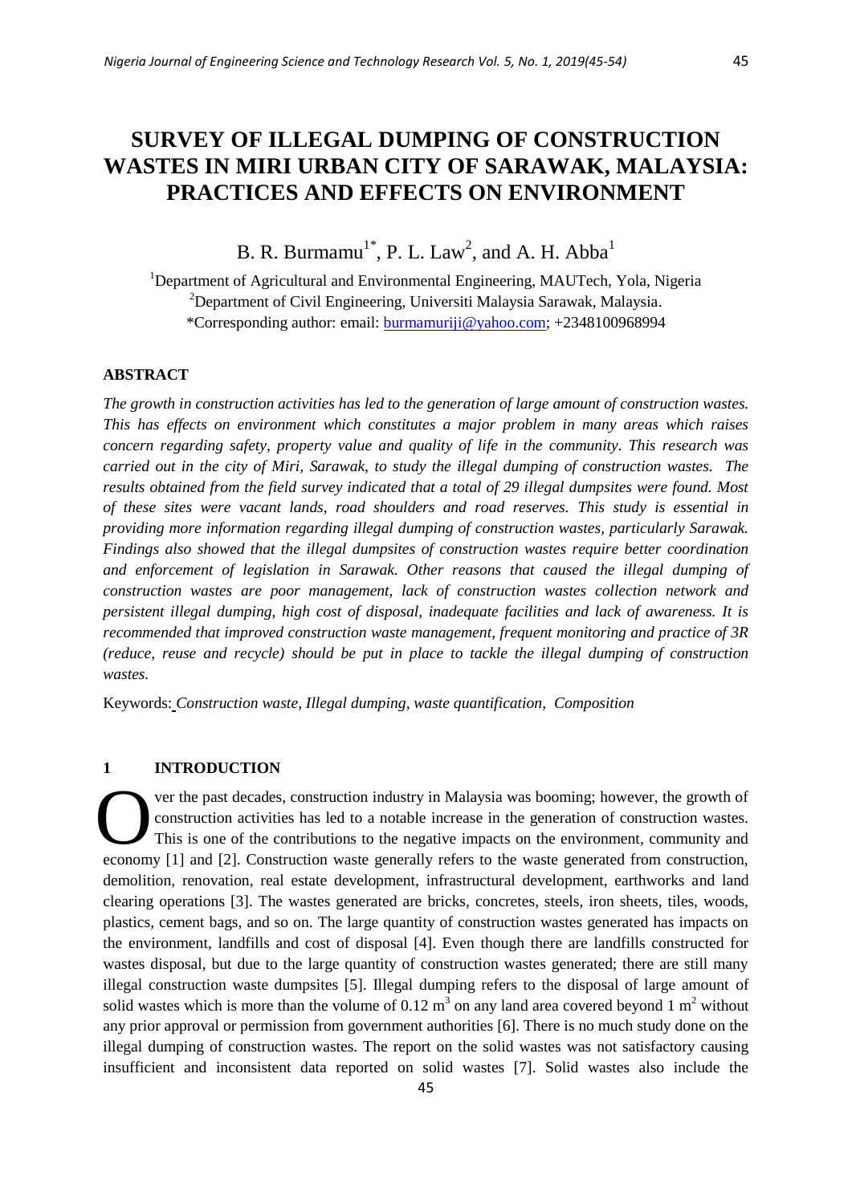# SURVEY OF ILLEGAL DUMPING OF CONSTRUCTION WASTES IN MIRI URBAN CITY OF SARAWAK, MALAYSIA: PRACTICES AND EFFECTS ON ENVIRONMENT

B. R. Burmamu[1*], P. L. Law[2], and A. H. Abba[1]

[1]Department of Agricultural and Environmental Engineering, MAUTech, Yola, Nigeria
[2]Department of Civil Engineering, Universiti Malaysia Sarawak, Malaysia.
*Corresponding author: email: burmamuriji@yahoo.com; +2348100968994

## ABSTRACT

*The growth in construction activities has led to the generation of large amount of construction wastes. This has effects on environment which constitutes a major problem in many areas which raises concern regarding safety, property value and quality of life in the community. This research was carried out in the city of Miri, Sarawak, to study the illegal dumping of construction wastes. The results obtained from the field survey indicated that a total of 29 illegal dumpsites were found. Most of these sites were vacant lands, road shoulders and road reserves. This study is essential in providing more information regarding illegal dumping of construction wastes, particularly Sarawak. Findings also showed that the illegal dumpsites of construction wastes require better coordination and enforcement of legislation in Sarawak. Other reasons that caused the illegal dumping of construction wastes are poor management, lack of construction wastes collection network and persistent illegal dumping, high cost of disposal, inadequate facilities and lack of awareness. It is recommended that improved construction waste management, frequent monitoring and practice of 3R (reduce, reuse and recycle) should be put in place to tackle the illegal dumping of construction wastes.*

Keywords: *Construction waste, Illegal dumping, waste quantification, Composition*

## 1 INTRODUCTION

Over the past decades, construction industry in Malaysia was booming; however, the growth of construction activities has led to a notable increase in the generation of construction wastes. This is one of the contributions to the negative impacts on the environment, community and economy [1] and [2]. Construction waste generally refers to the waste generated from construction, demolition, renovation, real estate development, infrastructural development, earthworks and land clearing operations [3]. The wastes generated are bricks, concretes, steels, iron sheets, tiles, woods, plastics, cement bags, and so on. The large quantity of construction wastes generated has impacts on the environment, landfills and cost of disposal [4]. Even though there are landfills constructed for wastes disposal, but due to the large quantity of construction wastes generated; there are still many illegal construction waste dumpsites [5]. Illegal dumping refers to the disposal of large amount of solid wastes which is more than the volume of $0.12\ m^3$ on any land area covered beyond $1\ m^2$ without any prior approval or permission from government authorities [6]. There is no much study done on the illegal dumping of construction wastes. The report on the solid wastes was not satisfactory causing insufficient and inconsistent data reported on solid wastes [7]. Solid wastes also include the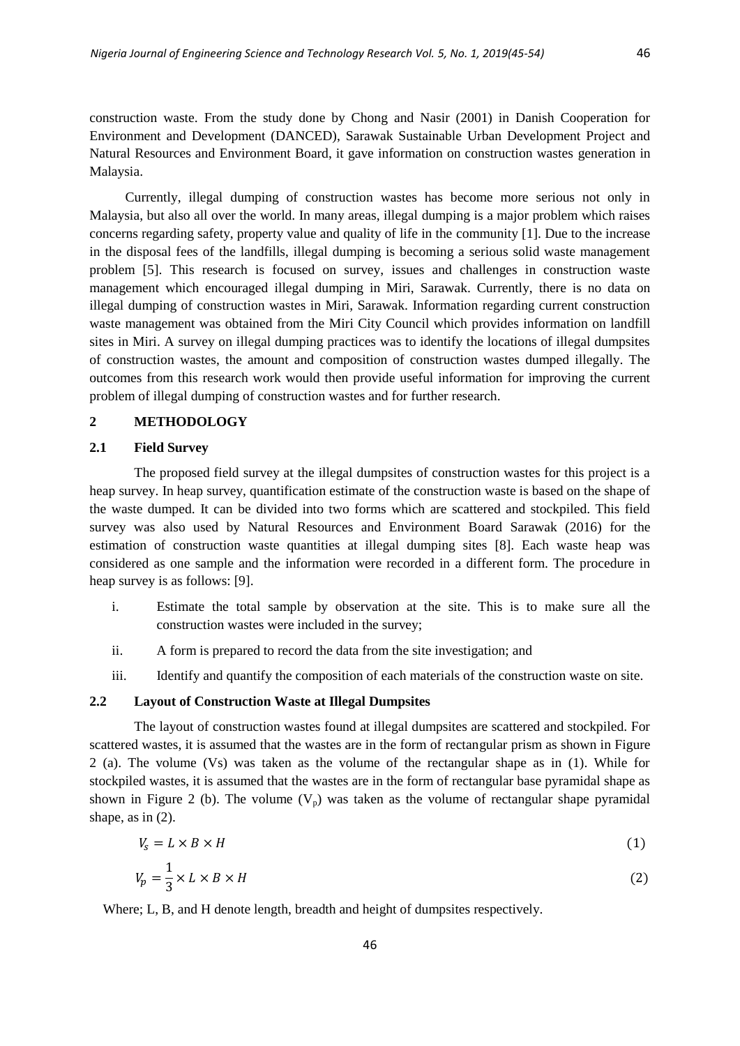construction waste. From the study done by Chong and Nasir (2001) in Danish Cooperation for Environment and Development (DANCED), Sarawak Sustainable Urban Development Project and Natural Resources and Environment Board, it gave information on construction wastes generation in Malaysia.

Currently, illegal dumping of construction wastes has become more serious not only in Malaysia, but also all over the world. In many areas, illegal dumping is a major problem which raises concerns regarding safety, property value and quality of life in the community [1]. Due to the increase in the disposal fees of the landfills, illegal dumping is becoming a serious solid waste management problem [5]. This research is focused on survey, issues and challenges in construction waste management which encouraged illegal dumping in Miri, Sarawak. Currently, there is no data on illegal dumping of construction wastes in Miri, Sarawak. Information regarding current construction waste management was obtained from the Miri City Council which provides information on landfill sites in Miri. A survey on illegal dumping practices was to identify the locations of illegal dumpsites of construction wastes, the amount and composition of construction wastes dumped illegally. The outcomes from this research work would then provide useful information for improving the current problem of illegal dumping of construction wastes and for further research.

## 2 METHODOLOGY

### 2.1 Field Survey

The proposed field survey at the illegal dumpsites of construction wastes for this project is a heap survey. In heap survey, quantification estimate of the construction waste is based on the shape of the waste dumped. It can be divided into two forms which are scattered and stockpiled. This field survey was also used by Natural Resources and Environment Board Sarawak (2016) for the estimation of construction waste quantities at illegal dumping sites [8]. Each waste heap was considered as one sample and the information were recorded in a different form. The procedure in heap survey is as follows: [9].

i. Estimate the total sample by observation at the site. This is to make sure all the construction wastes were included in the survey;

ii. A form is prepared to record the data from the site investigation; and

iii. Identify and quantify the composition of each materials of the construction waste on site.

### 2.2 Layout of Construction Waste at Illegal Dumpsites

The layout of construction wastes found at illegal dumpsites are scattered and stockpiled. For scattered wastes, it is assumed that the wastes are in the form of rectangular prism as shown in Figure 2 (a). The volume (Vs) was taken as the volume of the rectangular shape as in (1). While for stockpiled wastes, it is assumed that the wastes are in the form of rectangular base pyramidal shape as shown in Figure 2 (b). The volume ($V_p$) was taken as the volume of rectangular shape pyramidal shape, as in (2).

$$V_s = L \times B \times H \tag{1}$$

$$V_p = \frac{1}{3} \times L \times B \times H \tag{2}$$

Where; L, B, and H denote length, breadth and height of dumpsites respectively.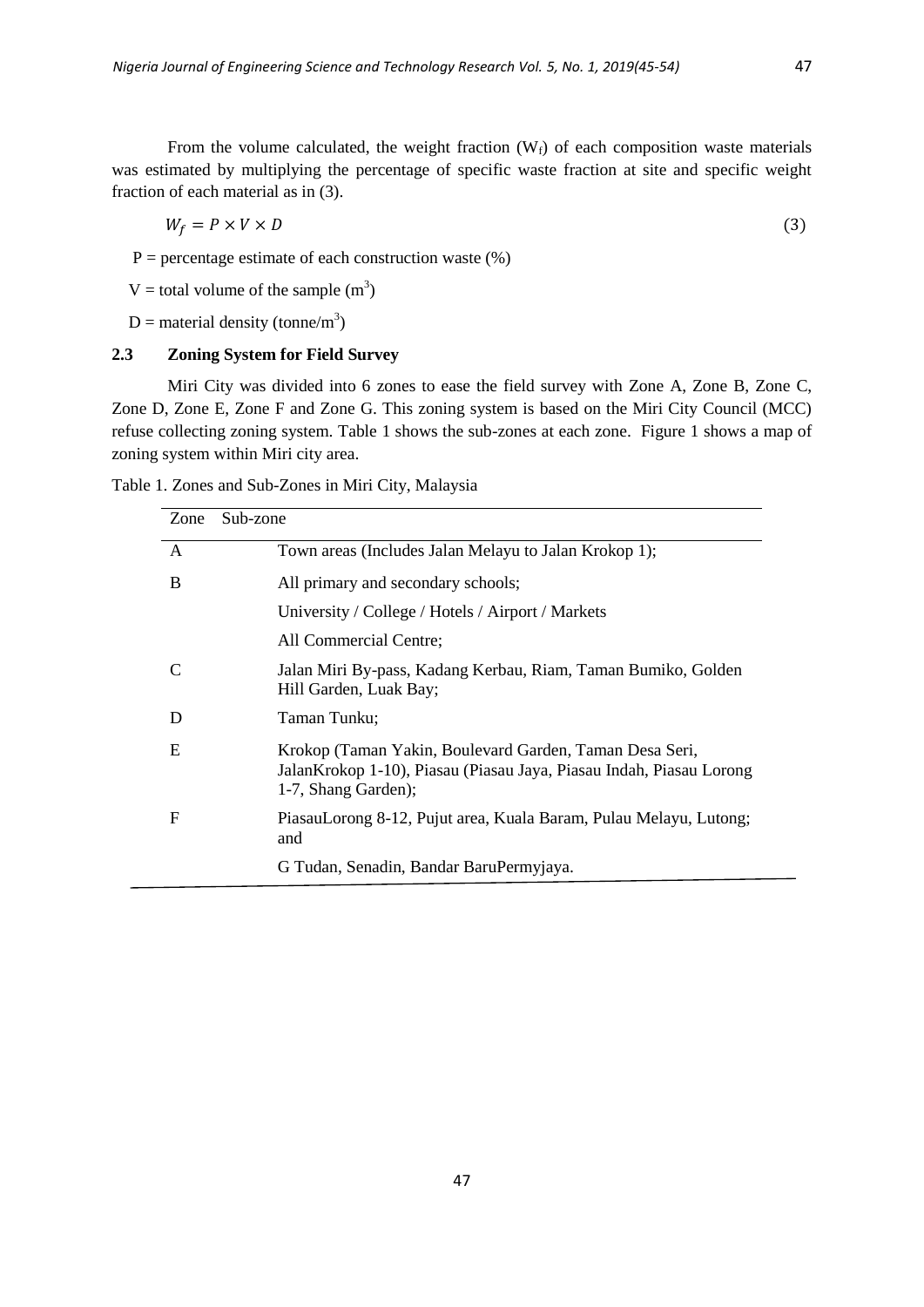From the volume calculated, the weight fraction ($W_f$) of each composition waste materials was estimated by multiplying the percentage of specific waste fraction at site and specific weight fraction of each material as in (3).

$$W_f = P \times V \times D \tag{3}$$

P = percentage estimate of each construction waste (%)

V = total volume of the sample ($m^3$)

D = material density (tonne/$m^3$)

## 2.3 Zoning System for Field Survey

Miri City was divided into 6 zones to ease the field survey with Zone A, Zone B, Zone C, Zone D, Zone E, Zone F and Zone G. This zoning system is based on the Miri City Council (MCC) refuse collecting zoning system. Table 1 shows the sub-zones at each zone. Figure 1 shows a map of zoning system within Miri city area.

Table 1. Zones and Sub-Zones in Miri City, Malaysia

| Zone | Sub-zone |
|---|---|
| A | Town areas (Includes Jalan Melayu to Jalan Krokop 1); |
| B | All primary and secondary schools; |
| | University / College / Hotels / Airport / Markets |
| | All Commercial Centre; |
| C | Jalan Miri By-pass, Kadang Kerbau, Riam, Taman Bumiko, Golden Hill Garden, Luak Bay; |
| D | Taman Tunku; |
| E | Krokop (Taman Yakin, Boulevard Garden, Taman Desa Seri, JalanKrokop 1-10), Piasau (Piasau Jaya, Piasau Indah, Piasau Lorong 1-7, Shang Garden); |
| F | PiasauLorong 8-12, Pujut area, Kuala Baram, Pulau Melayu, Lutong; and |
| | G Tudan, Senadin, Bandar BaruPermyjaya. |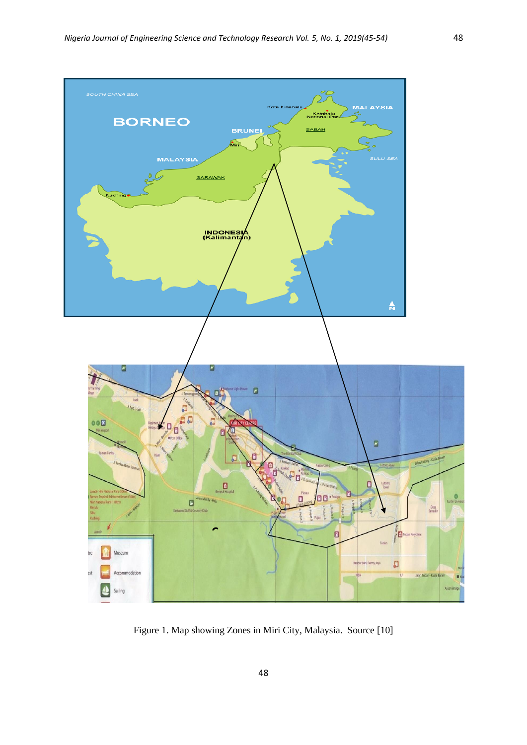Figure 1. Map showing Zones in Miri City, Malaysia. Source [10]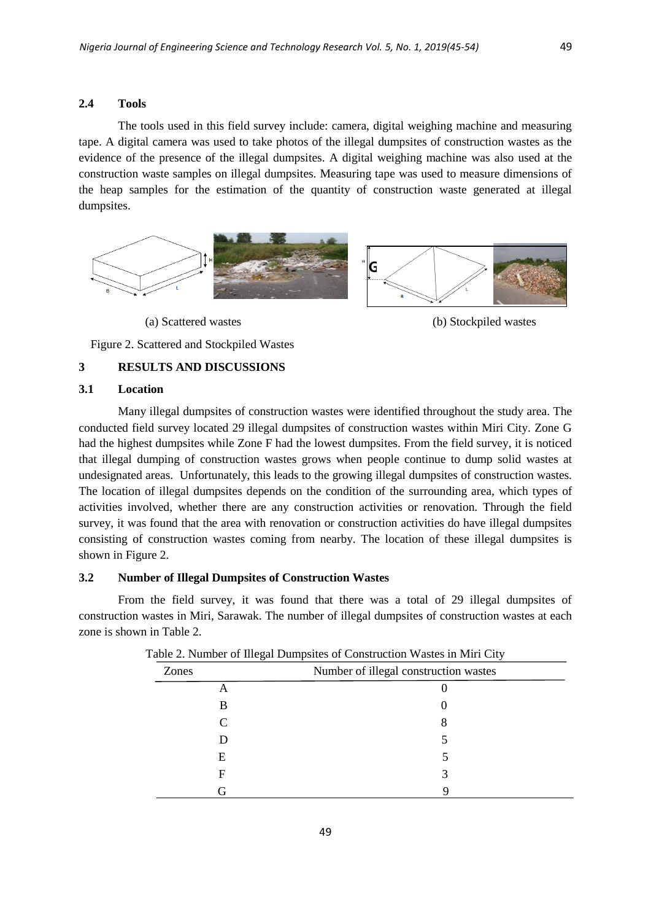### 2.4 Tools

The tools used in this field survey include: camera, digital weighing machine and measuring tape. A digital camera was used to take photos of the illegal dumpsites of construction wastes as the evidence of the presence of the illegal dumpsites. A digital weighing machine was also used at the construction waste samples on illegal dumpsites. Measuring tape was used to measure dimensions of the heap samples for the estimation of the quantity of construction waste generated at illegal dumpsites.

(a) Scattered wastes (b) Stockpiled wastes

Figure 2. Scattered and Stockpiled Wastes

## 3 RESULTS AND DISCUSSIONS

### 3.1 Location

Many illegal dumpsites of construction wastes were identified throughout the study area. The conducted field survey located 29 illegal dumpsites of construction wastes within Miri City. Zone G had the highest dumpsites while Zone F had the lowest dumpsites. From the field survey, it is noticed that illegal dumping of construction wastes grows when people continue to dump solid wastes at undesignated areas. Unfortunately, this leads to the growing illegal dumpsites of construction wastes. The location of illegal dumpsites depends on the condition of the surrounding area, which types of activities involved, whether there are any construction activities or renovation. Through the field survey, it was found that the area with renovation or construction activities do have illegal dumpsites consisting of construction wastes coming from nearby. The location of these illegal dumpsites is shown in Figure 2.

### 3.2 Number of Illegal Dumpsites of Construction Wastes

From the field survey, it was found that there was a total of 29 illegal dumpsites of construction wastes in Miri, Sarawak. The number of illegal dumpsites of construction wastes at each zone is shown in Table 2.

Table 2. Number of Illegal Dumpsites of Construction Wastes in Miri City

| Zones | Number of illegal construction wastes |
|---|---|
| A | 0 |
| B | 0 |
| C | 8 |
| D | 5 |
| E | 5 |
| F | 3 |
| G | 9 |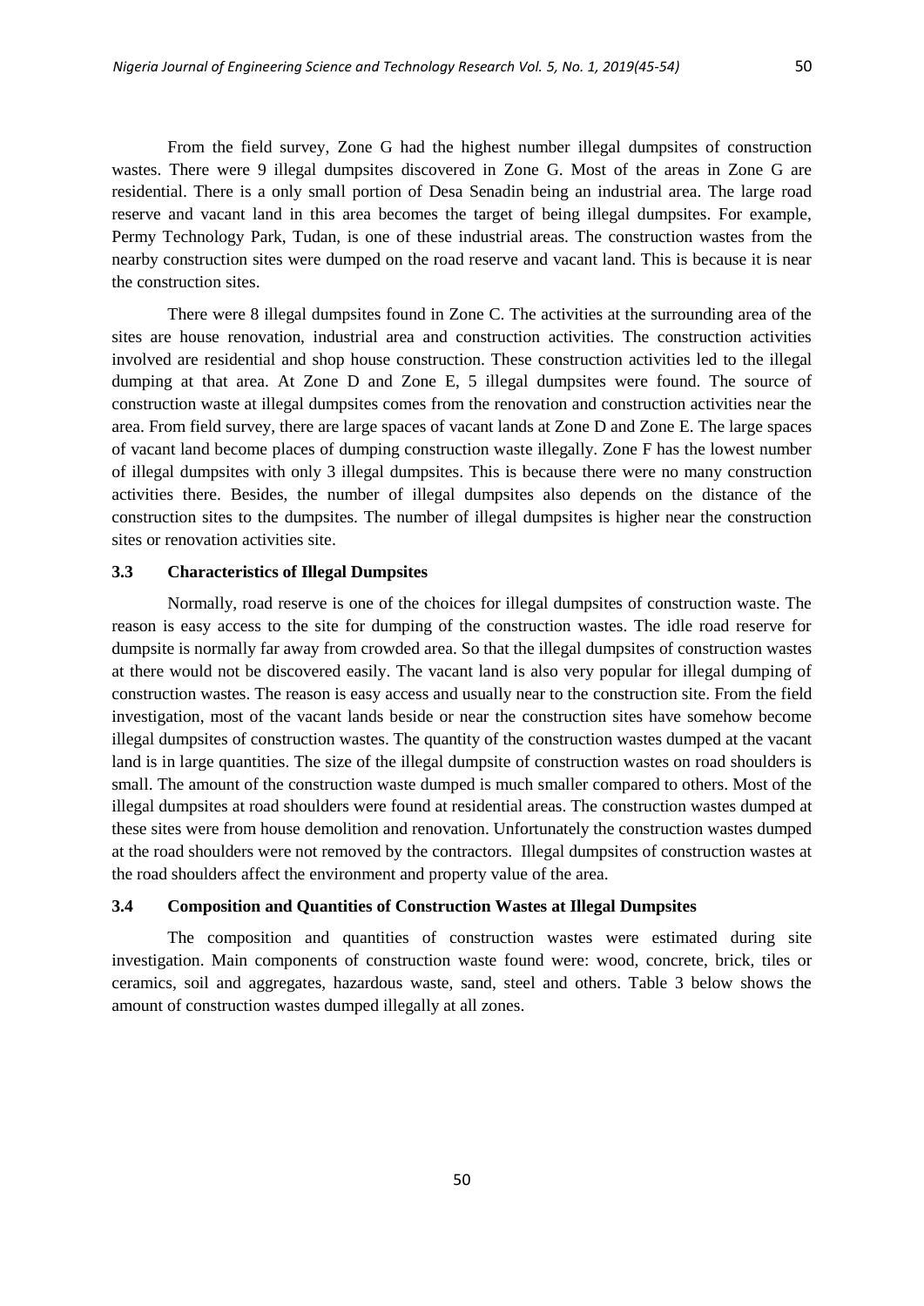From the field survey, Zone G had the highest number illegal dumpsites of construction wastes. There were 9 illegal dumpsites discovered in Zone G. Most of the areas in Zone G are residential. There is a only small portion of Desa Senadin being an industrial area. The large road reserve and vacant land in this area becomes the target of being illegal dumpsites. For example, Permy Technology Park, Tudan, is one of these industrial areas. The construction wastes from the nearby construction sites were dumped on the road reserve and vacant land. This is because it is near the construction sites.

There were 8 illegal dumpsites found in Zone C. The activities at the surrounding area of the sites are house renovation, industrial area and construction activities. The construction activities involved are residential and shop house construction. These construction activities led to the illegal dumping at that area. At Zone D and Zone E, 5 illegal dumpsites were found. The source of construction waste at illegal dumpsites comes from the renovation and construction activities near the area. From field survey, there are large spaces of vacant lands at Zone D and Zone E. The large spaces of vacant land become places of dumping construction waste illegally. Zone F has the lowest number of illegal dumpsites with only 3 illegal dumpsites. This is because there were no many construction activities there. Besides, the number of illegal dumpsites also depends on the distance of the construction sites to the dumpsites. The number of illegal dumpsites is higher near the construction sites or renovation activities site.

### 3.3 Characteristics of Illegal Dumpsites

Normally, road reserve is one of the choices for illegal dumpsites of construction waste. The reason is easy access to the site for dumping of the construction wastes. The idle road reserve for dumpsite is normally far away from crowded area. So that the illegal dumpsites of construction wastes at there would not be discovered easily. The vacant land is also very popular for illegal dumping of construction wastes. The reason is easy access and usually near to the construction site. From the field investigation, most of the vacant lands beside or near the construction sites have somehow become illegal dumpsites of construction wastes. The quantity of the construction wastes dumped at the vacant land is in large quantities. The size of the illegal dumpsite of construction wastes on road shoulders is small. The amount of the construction waste dumped is much smaller compared to others. Most of the illegal dumpsites at road shoulders were found at residential areas. The construction wastes dumped at these sites were from house demolition and renovation. Unfortunately the construction wastes dumped at the road shoulders were not removed by the contractors. Illegal dumpsites of construction wastes at the road shoulders affect the environment and property value of the area.

### 3.4 Composition and Quantities of Construction Wastes at Illegal Dumpsites

The composition and quantities of construction wastes were estimated during site investigation. Main components of construction waste found were: wood, concrete, brick, tiles or ceramics, soil and aggregates, hazardous waste, sand, steel and others. Table 3 below shows the amount of construction wastes dumped illegally at all zones.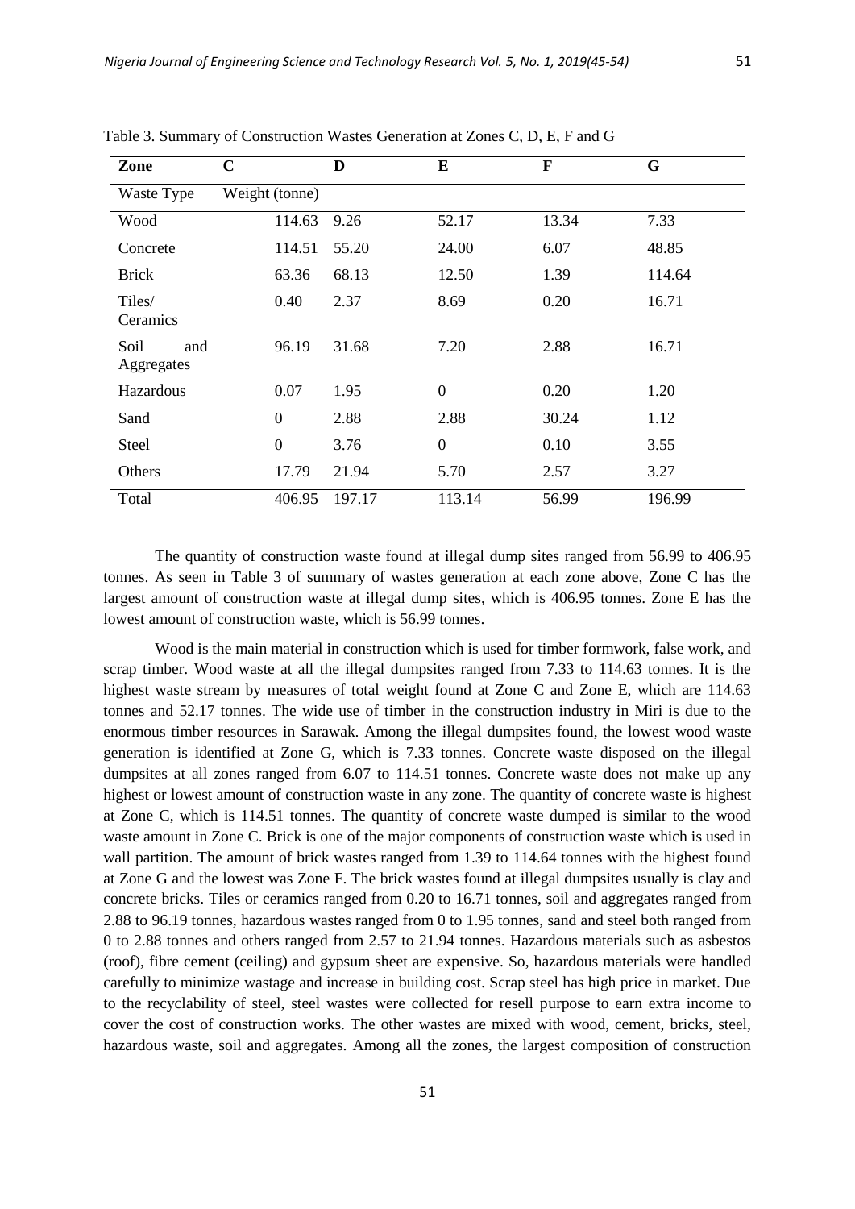Table 3. Summary of Construction Wastes Generation at Zones C, D, E, F and G

| Zone | C | D | E | F | G |
|---|---|---|---|---|---|
| Waste Type | Weight (tonne) | | | | |
| Wood | 114.63 | 9.26 | 52.17 | 13.34 | 7.33 |
| Concrete | 114.51 | 55.20 | 24.00 | 6.07 | 48.85 |
| Brick | 63.36 | 68.13 | 12.50 | 1.39 | 114.64 |
| Tiles/ Ceramics | 0.40 | 2.37 | 8.69 | 0.20 | 16.71 |
| Soil and Aggregates | 96.19 | 31.68 | 7.20 | 2.88 | 16.71 |
| Hazardous | 0.07 | 1.95 | 0 | 0.20 | 1.20 |
| Sand | 0 | 2.88 | 2.88 | 30.24 | 1.12 |
| Steel | 0 | 3.76 | 0 | 0.10 | 3.55 |
| Others | 17.79 | 21.94 | 5.70 | 2.57 | 3.27 |
| Total | 406.95 | 197.17 | 113.14 | 56.99 | 196.99 |

The quantity of construction waste found at illegal dump sites ranged from 56.99 to 406.95 tonnes. As seen in Table 3 of summary of wastes generation at each zone above, Zone C has the largest amount of construction waste at illegal dump sites, which is 406.95 tonnes. Zone E has the lowest amount of construction waste, which is 56.99 tonnes.

Wood is the main material in construction which is used for timber formwork, false work, and scrap timber. Wood waste at all the illegal dumpsites ranged from 7.33 to 114.63 tonnes. It is the highest waste stream by measures of total weight found at Zone C and Zone E, which are 114.63 tonnes and 52.17 tonnes. The wide use of timber in the construction industry in Miri is due to the enormous timber resources in Sarawak. Among the illegal dumpsites found, the lowest wood waste generation is identified at Zone G, which is 7.33 tonnes. Concrete waste disposed on the illegal dumpsites at all zones ranged from 6.07 to 114.51 tonnes. Concrete waste does not make up any highest or lowest amount of construction waste in any zone. The quantity of concrete waste is highest at Zone C, which is 114.51 tonnes. The quantity of concrete waste dumped is similar to the wood waste amount in Zone C. Brick is one of the major components of construction waste which is used in wall partition. The amount of brick wastes ranged from 1.39 to 114.64 tonnes with the highest found at Zone G and the lowest was Zone F. The brick wastes found at illegal dumpsites usually is clay and concrete bricks. Tiles or ceramics ranged from 0.20 to 16.71 tonnes, soil and aggregates ranged from 2.88 to 96.19 tonnes, hazardous wastes ranged from 0 to 1.95 tonnes, sand and steel both ranged from 0 to 2.88 tonnes and others ranged from 2.57 to 21.94 tonnes. Hazardous materials such as asbestos (roof), fibre cement (ceiling) and gypsum sheet are expensive. So, hazardous materials were handled carefully to minimize wastage and increase in building cost. Scrap steel has high price in market. Due to the recyclability of steel, steel wastes were collected for resell purpose to earn extra income to cover the cost of construction works. The other wastes are mixed with wood, cement, bricks, steel, hazardous waste, soil and aggregates. Among all the zones, the largest composition of construction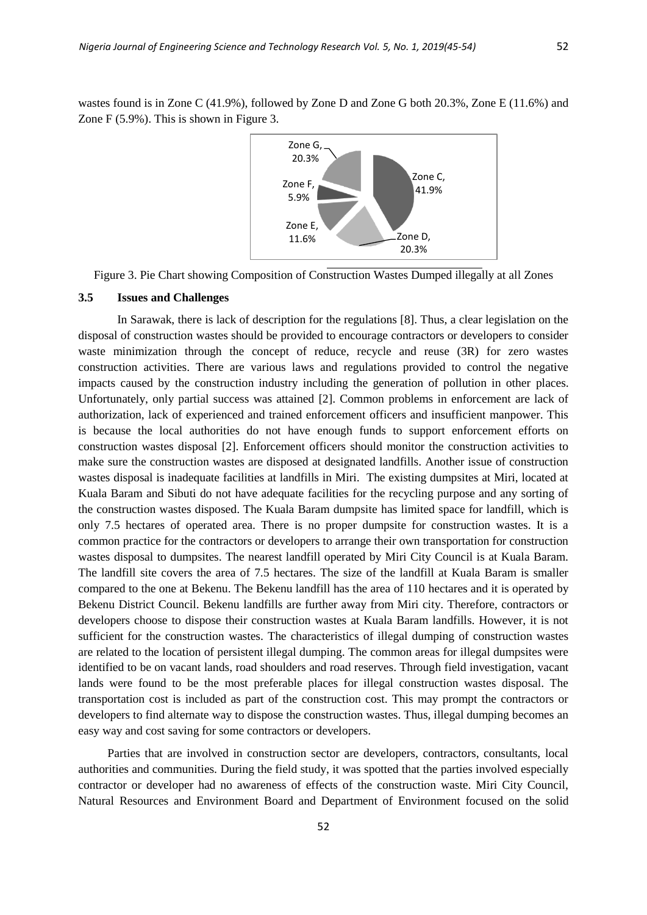wastes found is in Zone C (41.9%), followed by Zone D and Zone G both 20.3%, Zone E (11.6%) and Zone F (5.9%). This is shown in Figure 3.

Figure 3. Pie Chart showing Composition of Construction Wastes Dumped illegally at all Zones

### 3.5 Issues and Challenges

In Sarawak, there is lack of description for the regulations [8]. Thus, a clear legislation on the disposal of construction wastes should be provided to encourage contractors or developers to consider waste minimization through the concept of reduce, recycle and reuse (3R) for zero wastes construction activities. There are various laws and regulations provided to control the negative impacts caused by the construction industry including the generation of pollution in other places. Unfortunately, only partial success was attained [2]. Common problems in enforcement are lack of authorization, lack of experienced and trained enforcement officers and insufficient manpower. This is because the local authorities do not have enough funds to support enforcement efforts on construction wastes disposal [2]. Enforcement officers should monitor the construction activities to make sure the construction wastes are disposed at designated landfills. Another issue of construction wastes disposal is inadequate facilities at landfills in Miri. The existing dumpsites at Miri, located at Kuala Baram and Sibuti do not have adequate facilities for the recycling purpose and any sorting of the construction wastes disposed. The Kuala Baram dumpsite has limited space for landfill, which is only 7.5 hectares of operated area. There is no proper dumpsite for construction wastes. It is a common practice for the contractors or developers to arrange their own transportation for construction wastes disposal to dumpsites. The nearest landfill operated by Miri City Council is at Kuala Baram. The landfill site covers the area of 7.5 hectares. The size of the landfill at Kuala Baram is smaller compared to the one at Bekenu. The Bekenu landfill has the area of 110 hectares and it is operated by Bekenu District Council. Bekenu landfills are further away from Miri city. Therefore, contractors or developers choose to dispose their construction wastes at Kuala Baram landfills. However, it is not sufficient for the construction wastes. The characteristics of illegal dumping of construction wastes are related to the location of persistent illegal dumping. The common areas for illegal dumpsites were identified to be on vacant lands, road shoulders and road reserves. Through field investigation, vacant lands were found to be the most preferable places for illegal construction wastes disposal. The transportation cost is included as part of the construction cost. This may prompt the contractors or developers to find alternate way to dispose the construction wastes. Thus, illegal dumping becomes an easy way and cost saving for some contractors or developers.

Parties that are involved in construction sector are developers, contractors, consultants, local authorities and communities. During the field study, it was spotted that the parties involved especially contractor or developer had no awareness of effects of the construction waste. Miri City Council, Natural Resources and Environment Board and Department of Environment focused on the solid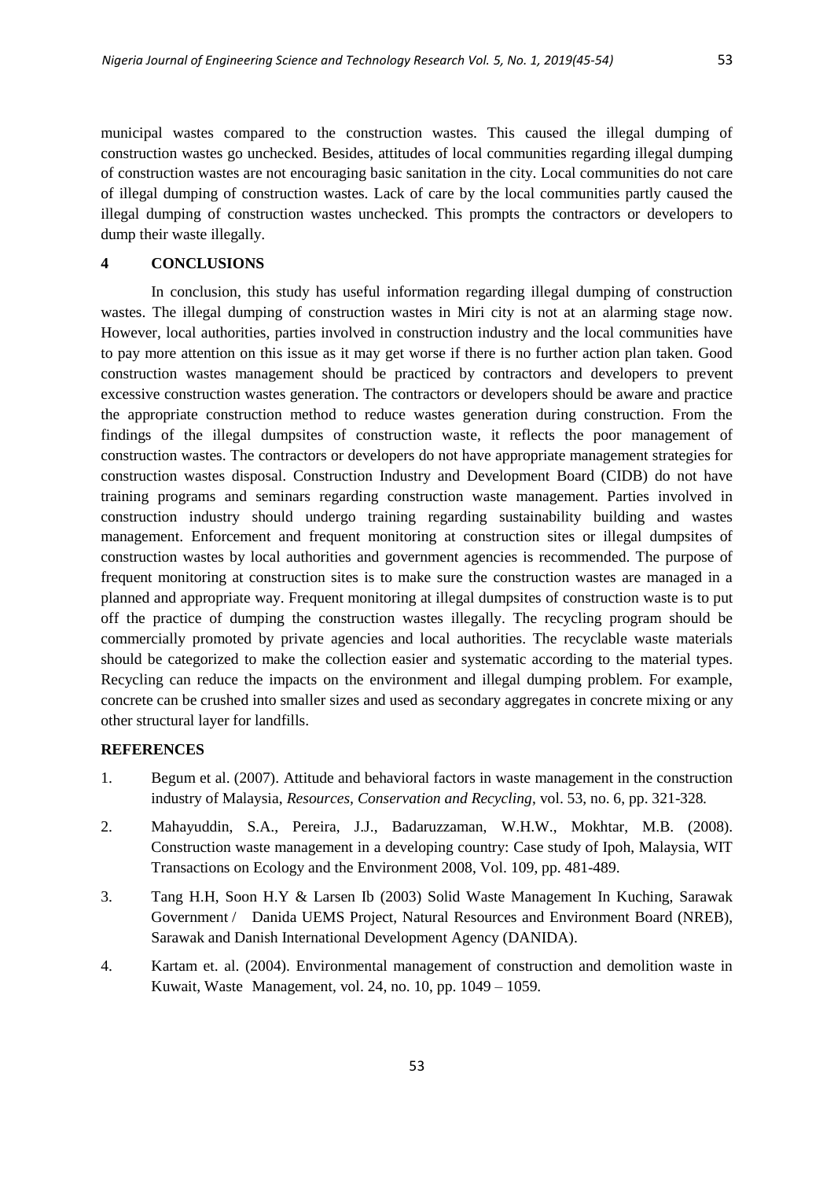municipal wastes compared to the construction wastes. This caused the illegal dumping of construction wastes go unchecked. Besides, attitudes of local communities regarding illegal dumping of construction wastes are not encouraging basic sanitation in the city. Local communities do not care of illegal dumping of construction wastes. Lack of care by the local communities partly caused the illegal dumping of construction wastes unchecked. This prompts the contractors or developers to dump their waste illegally.

## 4 CONCLUSIONS

In conclusion, this study has useful information regarding illegal dumping of construction wastes. The illegal dumping of construction wastes in Miri city is not at an alarming stage now. However, local authorities, parties involved in construction industry and the local communities have to pay more attention on this issue as it may get worse if there is no further action plan taken. Good construction wastes management should be practiced by contractors and developers to prevent excessive construction wastes generation. The contractors or developers should be aware and practice the appropriate construction method to reduce wastes generation during construction. From the findings of the illegal dumpsites of construction waste, it reflects the poor management of construction wastes. The contractors or developers do not have appropriate management strategies for construction wastes disposal. Construction Industry and Development Board (CIDB) do not have training programs and seminars regarding construction waste management. Parties involved in construction industry should undergo training regarding sustainability building and wastes management. Enforcement and frequent monitoring at construction sites or illegal dumpsites of construction wastes by local authorities and government agencies is recommended. The purpose of frequent monitoring at construction sites is to make sure the construction wastes are managed in a planned and appropriate way. Frequent monitoring at illegal dumpsites of construction waste is to put off the practice of dumping the construction wastes illegally. The recycling program should be commercially promoted by private agencies and local authorities. The recyclable waste materials should be categorized to make the collection easier and systematic according to the material types. Recycling can reduce the impacts on the environment and illegal dumping problem. For example, concrete can be crushed into smaller sizes and used as secondary aggregates in concrete mixing or any other structural layer for landfills.

## REFERENCES

1. Begum et al. (2007). Attitude and behavioral factors in waste management in the construction industry of Malaysia, *Resources, Conservation and Recycling*, vol. 53, no. 6, pp. 321-328*.*
2. Mahayuddin, S.A., Pereira, J.J., Badaruzzaman, W.H.W., Mokhtar, M.B. (2008). Construction waste management in a developing country: Case study of Ipoh, Malaysia, WIT Transactions on Ecology and the Environment 2008, Vol. 109, pp. 481-489.
3. Tang H.H, Soon H.Y & Larsen Ib (2003) Solid Waste Management In Kuching, Sarawak Government / Danida UEMS Project, Natural Resources and Environment Board (NREB), Sarawak and Danish International Development Agency (DANIDA).
4. Kartam et. al. (2004). Environmental management of construction and demolition waste in Kuwait, Waste Management, vol. 24, no. 10, pp. 1049 – 1059.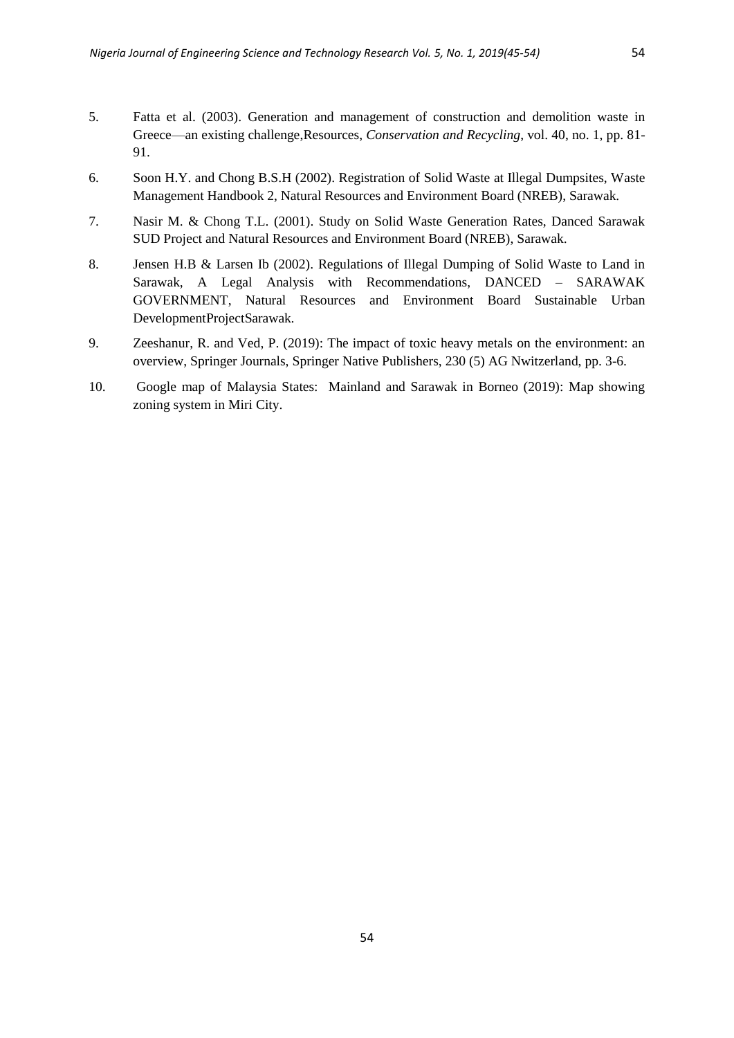5. Fatta et al. (2003). Generation and management of construction and demolition waste in Greece—an existing challenge,Resources, *Conservation and Recycling*, vol. 40, no. 1, pp. 81-91.

6. Soon H.Y. and Chong B.S.H (2002). Registration of Solid Waste at Illegal Dumpsites, Waste Management Handbook 2, Natural Resources and Environment Board (NREB), Sarawak.

7. Nasir M. & Chong T.L. (2001). Study on Solid Waste Generation Rates, Danced Sarawak SUD Project and Natural Resources and Environment Board (NREB), Sarawak.

8. Jensen H.B & Larsen Ib (2002). Regulations of Illegal Dumping of Solid Waste to Land in Sarawak, A Legal Analysis with Recommendations, DANCED – SARAWAK GOVERNMENT, Natural Resources and Environment Board Sustainable Urban DevelopmentProjectSarawak.

9. Zeeshanur, R. and Ved, P. (2019): The impact of toxic heavy metals on the environment: an overview, Springer Journals, Springer Native Publishers, 230 (5) AG Nwitzerland, pp. 3-6.

10. Google map of Malaysia States: Mainland and Sarawak in Borneo (2019): Map showing zoning system in Miri City.